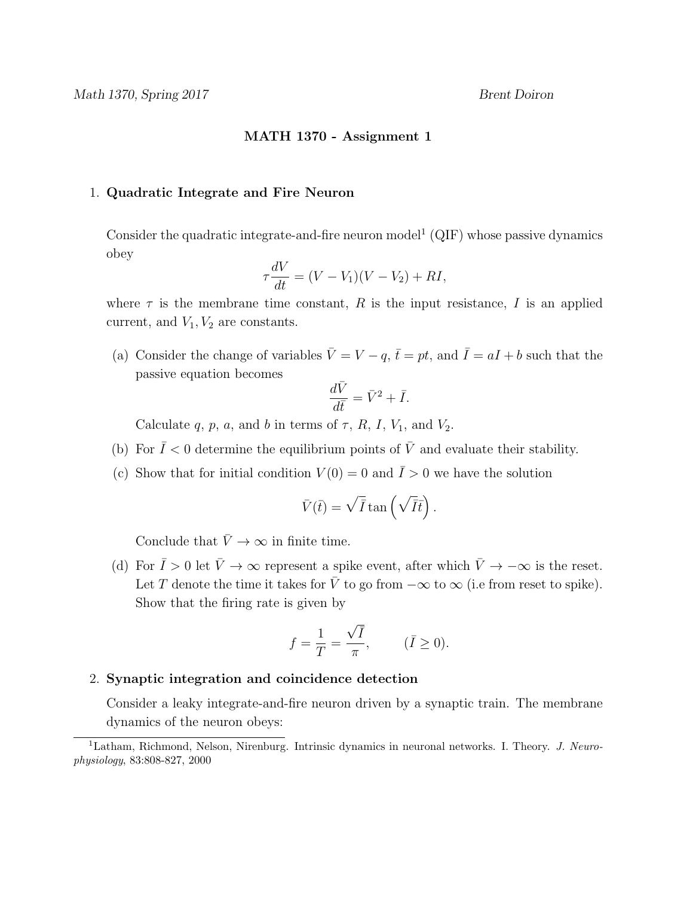*Math 1370, Spring 2017* *Brent Doiron*

## MATH 1370 - Assignment 1

1. **Quadratic Integrate and Fire Neuron**

   Consider the quadratic integrate-and-fire neuron model[1] (QIF) whose passive dynamics obey

   $$\tau \frac{dV}{dt} = (V - V_1)(V - V_2) + RI,$$

   where $\tau$ is the membrane time constant, $R$ is the input resistance, $I$ is an applied current, and $V_1, V_2$ are constants.

   (a) Consider the change of variables $\bar{V} = V - q$, $\bar{t} = pt$, and $\bar{I} = aI + b$ such that the passive equation becomes

   $$\frac{d\bar{V}}{d\bar{t}} = \bar{V}^2 + \bar{I}.$$

   Calculate $q$, $p$, $a$, and $b$ in terms of $\tau$, $R$, $I$, $V_1$, and $V_2$.

   (b) For $\bar{I} < 0$ determine the equilibrium points of $\bar{V}$ and evaluate their stability.

   (c) Show that for initial condition $V(0) = 0$ and $\bar{I} > 0$ we have the solution

   $$\bar{V}(\bar{t}) = \sqrt{\bar{I}} \tan\left(\sqrt{\bar{I}}\bar{t}\right).$$

   Conclude that $\bar{V} \to \infty$ in finite time.

   (d) For $\bar{I} > 0$ let $\bar{V} \to \infty$ represent a spike event, after which $\bar{V} \to -\infty$ is the reset. Let $T$ denote the time it takes for $\bar{V}$ to go from $-\infty$ to $\infty$ (i.e from reset to spike). Show that the firing rate is given by

   $$f = \frac{1}{T} = \frac{\sqrt{\bar{I}}}{\pi}, \qquad (\bar{I} \geq 0).$$

2. **Synaptic integration and coincidence detection**

   Consider a leaky integrate-and-fire neuron driven by a synaptic train. The membrane dynamics of the neuron obeys:

---

[1] Latham, Richmond, Nelson, Nirenburg. Intrinsic dynamics in neuronal networks. I. Theory. *J. Neurophysiology*, 83:808-827, 2000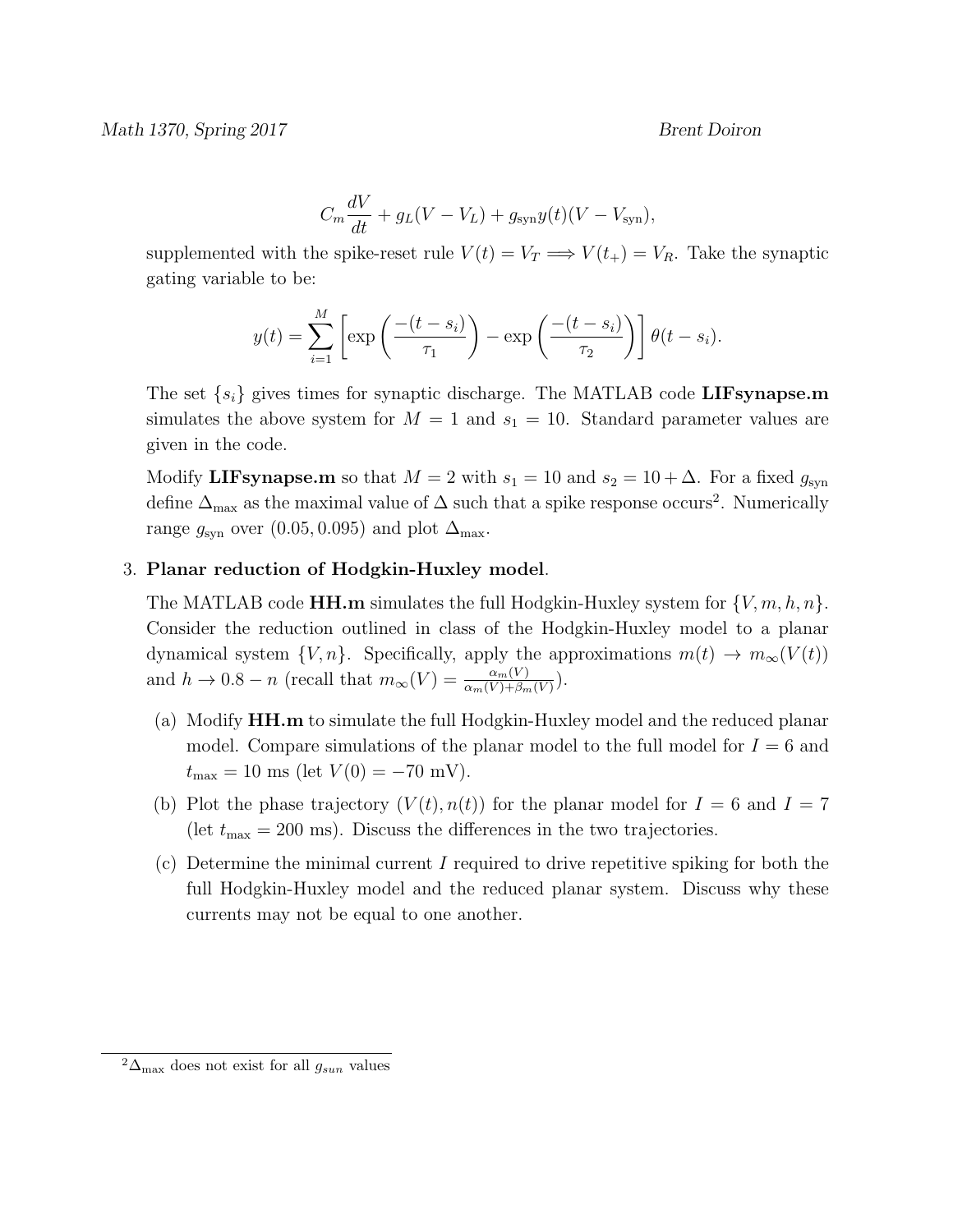$$C_m \frac{dV}{dt} + g_L(V - V_L) + g_{\text{syn}} y(t)(V - V_{\text{syn}}),$$

supplemented with the spike-reset rule $V(t) = V_T \Longrightarrow V(t_+) = V_R$. Take the synaptic gating variable to be:

$$y(t) = \sum_{i=1}^{M} \left[ \exp\left( \frac{-(t - s_i)}{\tau_1} \right) - \exp\left( \frac{-(t - s_i)}{\tau_2} \right) \right] \theta(t - s_i).$$

The set $\{s_i\}$ gives times for synaptic discharge. The MATLAB code **LIFsynapse.m** simulates the above system for $M = 1$ and $s_1 = 10$. Standard parameter values are given in the code.

Modify **LIFsynapse.m** so that $M = 2$ with $s_1 = 10$ and $s_2 = 10 + \Delta$. For a fixed $g_{\text{syn}}$ define $\Delta_{\max}$ as the maximal value of $\Delta$ such that a spike response occurs[2]. Numerically range $g_{\text{syn}}$ over $(0.05, 0.095)$ and plot $\Delta_{\max}$.

3. **Planar reduction of Hodgkin-Huxley model**.

   The MATLAB code **HH.m** simulates the full Hodgkin-Huxley system for $\{V, m, h, n\}$. Consider the reduction outlined in class of the Hodgkin-Huxley model to a planar dynamical system $\{V, n\}$. Specifically, apply the approximations $m(t) \to m_\infty(V(t))$ and $h \to 0.8 - n$ (recall that $m_\infty(V) = \frac{\alpha_m(V)}{\alpha_m(V) + \beta_m(V)}$).

   (a) Modify **HH.m** to simulate the full Hodgkin-Huxley model and the reduced planar model. Compare simulations of the planar model to the full model for $I = 6$ and $t_{\max} = 10$ ms (let $V(0) = -70$ mV).

   (b) Plot the phase trajectory $(V(t), n(t))$ for the planar model for $I = 6$ and $I = 7$ (let $t_{\max} = 200$ ms). Discuss the differences in the two trajectories.

   (c) Determine the minimal current $I$ required to drive repetitive spiking for both the full Hodgkin-Huxley model and the reduced planar system. Discuss why these currents may not be equal to one another.

[2] $\Delta_{\max}$ does not exist for all $g_{sun}$ values